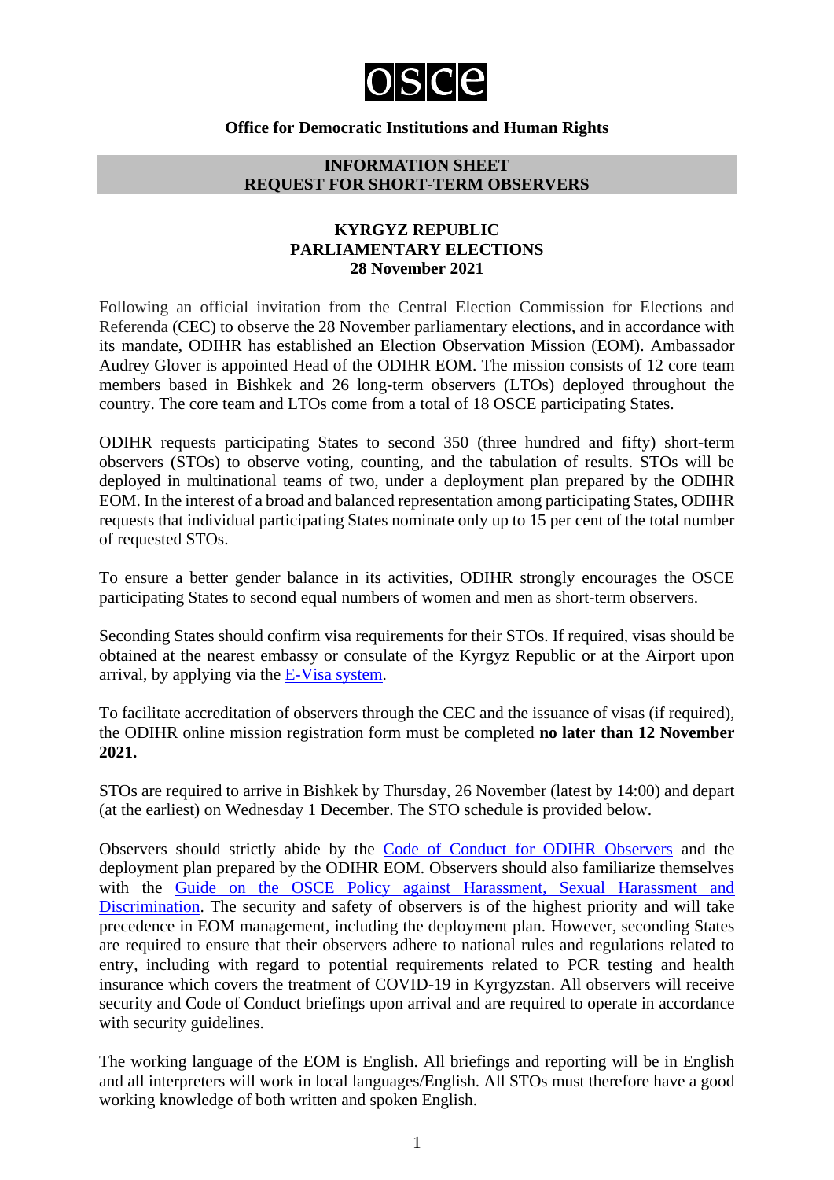# osce

**Office for Democratic Institutions and Human Rights**

**INFORMATION SHEET**
**REQUEST FOR SHORT-TERM OBSERVERS**

**KYRGYZ REPUBLIC**
**PARLIAMENTARY ELECTIONS**
**28 November 2021**

Following an official invitation from the Central Election Commission for Elections and Referenda (CEC) to observe the 28 November parliamentary elections, and in accordance with its mandate, ODIHR has established an Election Observation Mission (EOM). Ambassador Audrey Glover is appointed Head of the ODIHR EOM. The mission consists of 12 core team members based in Bishkek and 26 long-term observers (LTOs) deployed throughout the country. The core team and LTOs come from a total of 18 OSCE participating States.

ODIHR requests participating States to second 350 (three hundred and fifty) short-term observers (STOs) to observe voting, counting, and the tabulation of results. STOs will be deployed in multinational teams of two, under a deployment plan prepared by the ODIHR EOM. In the interest of a broad and balanced representation among participating States, ODIHR requests that individual participating States nominate only up to 15 per cent of the total number of requested STOs.

To ensure a better gender balance in its activities, ODIHR strongly encourages the OSCE participating States to second equal numbers of women and men as short-term observers.

Seconding States should confirm visa requirements for their STOs. If required, visas should be obtained at the nearest embassy or consulate of the Kyrgyz Republic or at the Airport upon arrival, by applying via the E-Visa system.

To facilitate accreditation of observers through the CEC and the issuance of visas (if required), the ODIHR online mission registration form must be completed **no later than 12 November 2021.**

STOs are required to arrive in Bishkek by Thursday, 26 November (latest by 14:00) and depart (at the earliest) on Wednesday 1 December. The STO schedule is provided below.

Observers should strictly abide by the Code of Conduct for ODIHR Observers and the deployment plan prepared by the ODIHR EOM. Observers should also familiarize themselves with the Guide on the OSCE Policy against Harassment, Sexual Harassment and Discrimination. The security and safety of observers is of the highest priority and will take precedence in EOM management, including the deployment plan. However, seconding States are required to ensure that their observers adhere to national rules and regulations related to entry, including with regard to potential requirements related to PCR testing and health insurance which covers the treatment of COVID-19 in Kyrgyzstan. All observers will receive security and Code of Conduct briefings upon arrival and are required to operate in accordance with security guidelines.

The working language of the EOM is English. All briefings and reporting will be in English and all interpreters will work in local languages/English. All STOs must therefore have a good working knowledge of both written and spoken English.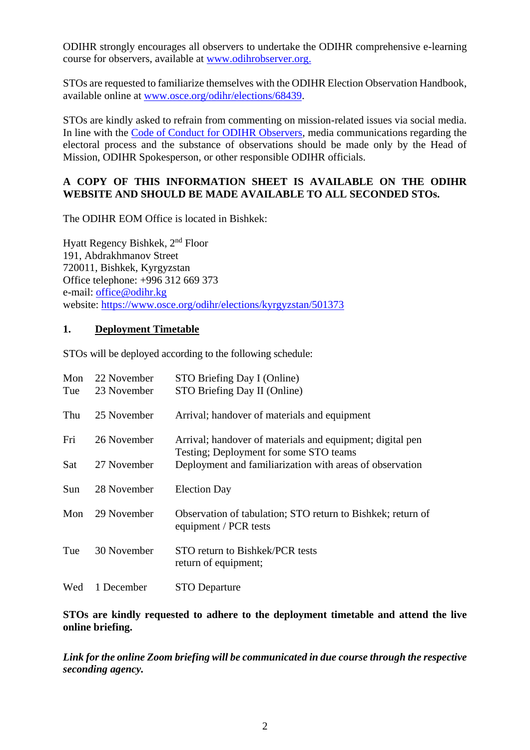ODIHR strongly encourages all observers to undertake the ODIHR comprehensive e-learning course for observers, available at [www.odihrobserver.org.](www.odihrobserver.org.)

STOs are requested to familiarize themselves with the ODIHR Election Observation Handbook, available online at [www.osce.org/odihr/elections/68439](www.osce.org/odihr/elections/68439).

STOs are kindly asked to refrain from commenting on mission-related issues via social media. In line with the Code of Conduct for ODIHR Observers, media communications regarding the electoral process and the substance of observations should be made only by the Head of Mission, ODIHR Spokesperson, or other responsible ODIHR officials.

**A COPY OF THIS INFORMATION SHEET IS AVAILABLE ON THE ODIHR WEBSITE AND SHOULD BE MADE AVAILABLE TO ALL SECONDED STOs.**

The ODIHR EOM Office is located in Bishkek:

Hyatt Regency Bishkek, 2nd Floor
191, Abdrakhmanov Street
720011, Bishkek, Kyrgyzstan
Office telephone: +996 312 669 373
e-mail: office@odihr.kg
website: <https://www.osce.org/odihr/elections/kyrgyzstan/501373>

## 1. Deployment Timetable

STOs will be deployed according to the following schedule:

| | | |
|---|---|---|
| Mon | 22 November | STO Briefing Day I (Online) |
| Tue | 23 November | STO Briefing Day II (Online) |
| Thu | 25 November | Arrival; handover of materials and equipment |
| Fri | 26 November | Arrival; handover of materials and equipment; digital pen Testing; Deployment for some STO teams |
| Sat | 27 November | Deployment and familiarization with areas of observation |
| Sun | 28 November | Election Day |
| Mon | 29 November | Observation of tabulation; STO return to Bishkek; return of equipment / PCR tests |
| Tue | 30 November | STO return to Bishkek/PCR tests return of equipment; |
| Wed | 1 December | STO Departure |

**STOs are kindly requested to adhere to the deployment timetable and attend the live online briefing.**

***Link for the online Zoom briefing will be communicated in due course through the respective seconding agency.***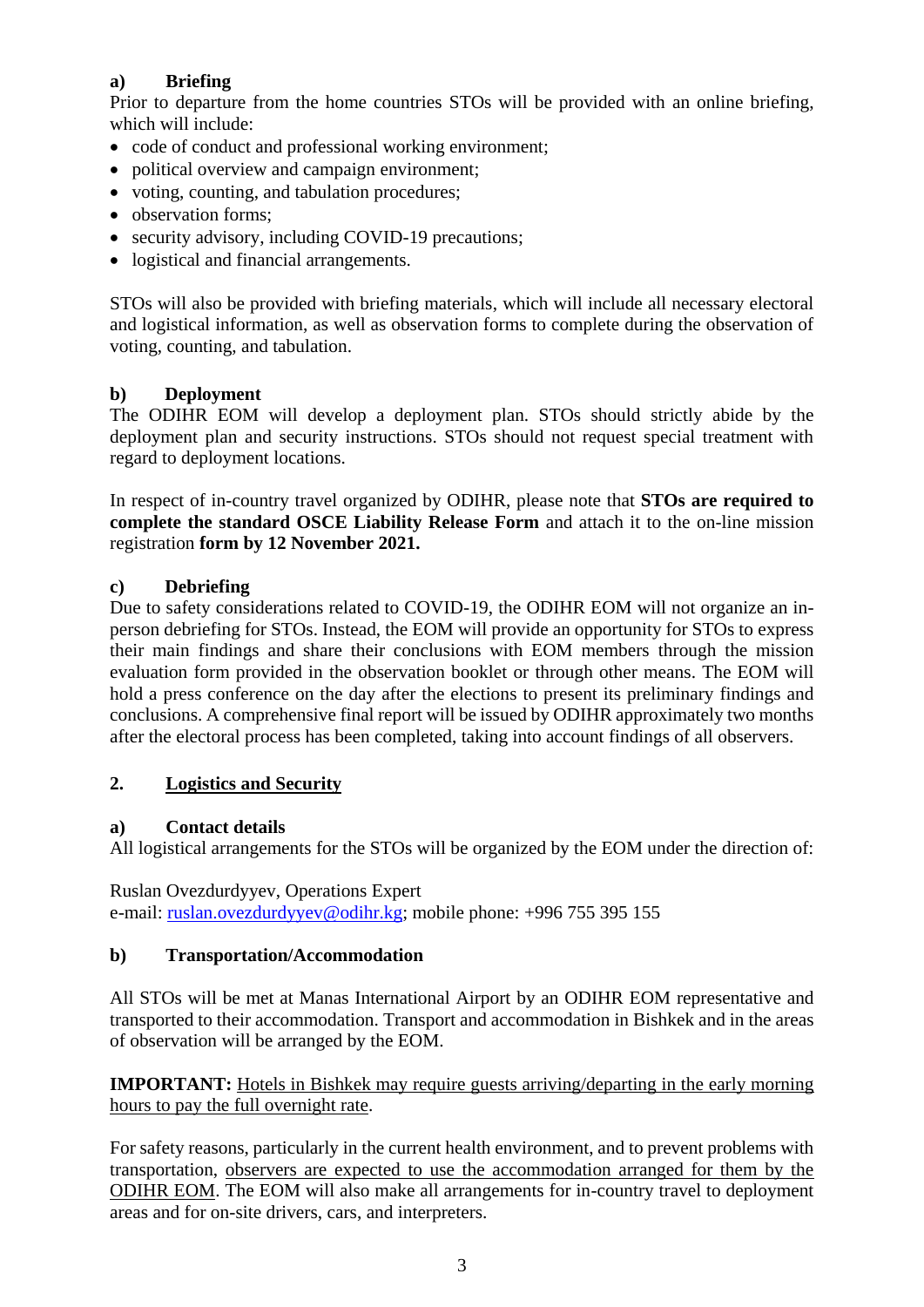### a) Briefing

Prior to departure from the home countries STOs will be provided with an online briefing, which will include:

- code of conduct and professional working environment;
- political overview and campaign environment;
- voting, counting, and tabulation procedures;
- observation forms;
- security advisory, including COVID-19 precautions;
- logistical and financial arrangements.

STOs will also be provided with briefing materials, which will include all necessary electoral and logistical information, as well as observation forms to complete during the observation of voting, counting, and tabulation.

### b) Deployment

The ODIHR EOM will develop a deployment plan. STOs should strictly abide by the deployment plan and security instructions. STOs should not request special treatment with regard to deployment locations.

In respect of in-country travel organized by ODIHR, please note that **STOs are required to complete the standard OSCE Liability Release Form** and attach it to the on-line mission registration **form by 12 November 2021.**

### c) Debriefing

Due to safety considerations related to COVID-19, the ODIHR EOM will not organize an in-person debriefing for STOs. Instead, the EOM will provide an opportunity for STOs to express their main findings and share their conclusions with EOM members through the mission evaluation form provided in the observation booklet or through other means. The EOM will hold a press conference on the day after the elections to present its preliminary findings and conclusions. A comprehensive final report will be issued by ODIHR approximately two months after the electoral process has been completed, taking into account findings of all observers.

## 2. Logistics and Security

### a) Contact details

All logistical arrangements for the STOs will be organized by the EOM under the direction of:

Ruslan Ovezdurdyyev, Operations Expert
e-mail: ruslan.ovezdurdyyev@odihr.kg; mobile phone: +996 755 395 155

### b) Transportation/Accommodation

All STOs will be met at Manas International Airport by an ODIHR EOM representative and transported to their accommodation. Transport and accommodation in Bishkek and in the areas of observation will be arranged by the EOM.

**IMPORTANT:** Hotels in Bishkek may require guests arriving/departing in the early morning hours to pay the full overnight rate.

For safety reasons, particularly in the current health environment, and to prevent problems with transportation, observers are expected to use the accommodation arranged for them by the ODIHR EOM. The EOM will also make all arrangements for in-country travel to deployment areas and for on-site drivers, cars, and interpreters.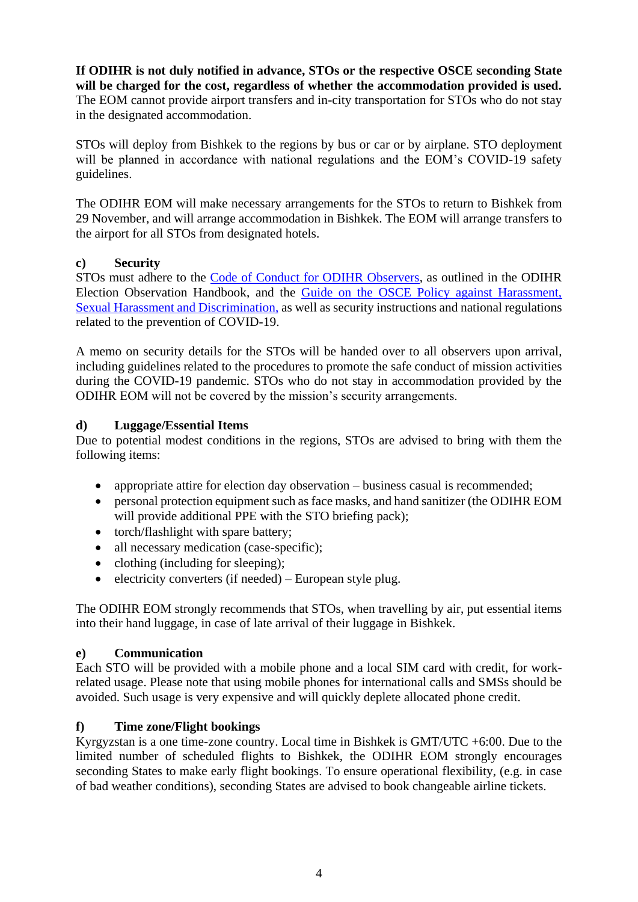**If ODIHR is not duly notified in advance, STOs or the respective OSCE seconding State will be charged for the cost, regardless of whether the accommodation provided is used.** The EOM cannot provide airport transfers and in-city transportation for STOs who do not stay in the designated accommodation.

STOs will deploy from Bishkek to the regions by bus or car or by airplane. STO deployment will be planned in accordance with national regulations and the EOM's COVID-19 safety guidelines.

The ODIHR EOM will make necessary arrangements for the STOs to return to Bishkek from 29 November, and will arrange accommodation in Bishkek. The EOM will arrange transfers to the airport for all STOs from designated hotels.

#### c) Security

STOs must adhere to the Code of Conduct for ODIHR Observers, as outlined in the ODIHR Election Observation Handbook, and the Guide on the OSCE Policy against Harassment, Sexual Harassment and Discrimination, as well as security instructions and national regulations related to the prevention of COVID-19.

A memo on security details for the STOs will be handed over to all observers upon arrival, including guidelines related to the procedures to promote the safe conduct of mission activities during the COVID-19 pandemic. STOs who do not stay in accommodation provided by the ODIHR EOM will not be covered by the mission's security arrangements.

#### d) Luggage/Essential Items

Due to potential modest conditions in the regions, STOs are advised to bring with them the following items:

- appropriate attire for election day observation – business casual is recommended;
- personal protection equipment such as face masks, and hand sanitizer (the ODIHR EOM will provide additional PPE with the STO briefing pack);
- torch/flashlight with spare battery;
- all necessary medication (case-specific);
- clothing (including for sleeping);
- electricity converters (if needed) – European style plug.

The ODIHR EOM strongly recommends that STOs, when travelling by air, put essential items into their hand luggage, in case of late arrival of their luggage in Bishkek.

#### e) Communication

Each STO will be provided with a mobile phone and a local SIM card with credit, for work-related usage. Please note that using mobile phones for international calls and SMSs should be avoided. Such usage is very expensive and will quickly deplete allocated phone credit.

#### f) Time zone/Flight bookings

Kyrgyzstan is a one time-zone country. Local time in Bishkek is GMT/UTC +6:00. Due to the limited number of scheduled flights to Bishkek, the ODIHR EOM strongly encourages seconding States to make early flight bookings. To ensure operational flexibility, (e.g. in case of bad weather conditions), seconding States are advised to book changeable airline tickets.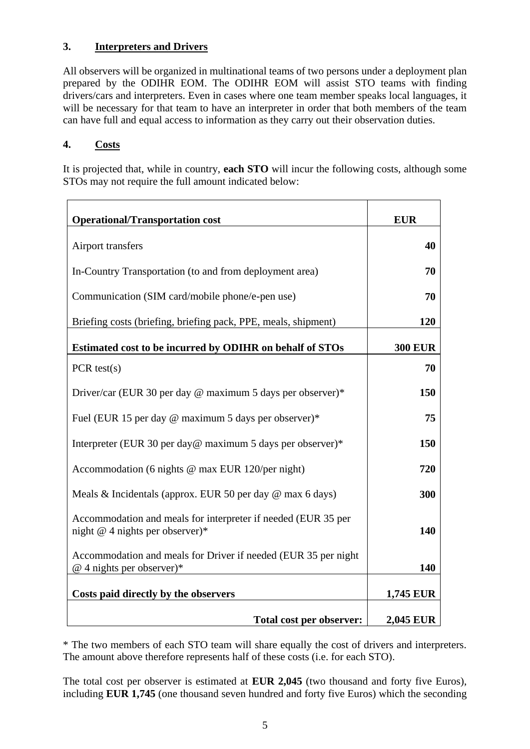### 3. Interpreters and Drivers

All observers will be organized in multinational teams of two persons under a deployment plan prepared by the ODIHR EOM. The ODIHR EOM will assist STO teams with finding drivers/cars and interpreters. Even in cases where one team member speaks local languages, it will be necessary for that team to have an interpreter in order that both members of the team can have full and equal access to information as they carry out their observation duties.

### 4. Costs

It is projected that, while in country, **each STO** will incur the following costs, although some STOs may not require the full amount indicated below:

| **Operational/Transportation cost** | **EUR** |
|---|---|
| Airport transfers | **40** |
| In-Country Transportation (to and from deployment area) | **70** |
| Communication (SIM card/mobile phone/e-pen use) | **70** |
| Briefing costs (briefing, briefing pack, PPE, meals, shipment) | **120** |
| **Estimated cost to be incurred by ODIHR on behalf of STOs** | **300 EUR** |
| PCR test(s) | **70** |
| Driver/car (EUR 30 per day @ maximum 5 days per observer)* | **150** |
| Fuel (EUR 15 per day @ maximum 5 days per observer)* | **75** |
| Interpreter (EUR 30 per day@ maximum 5 days per observer)* | **150** |
| Accommodation (6 nights @ max EUR 120/per night) | **720** |
| Meals & Incidentals (approx. EUR 50 per day @ max 6 days) | **300** |
| Accommodation and meals for interpreter if needed (EUR 35 per night @ 4 nights per observer)* | **140** |
| Accommodation and meals for Driver if needed (EUR 35 per night @ 4 nights per observer)* | **140** |
| **Costs paid directly by the observers** | **1,745 EUR** |
| **Total cost per observer:** | **2,045 EUR** |

\* The two members of each STO team will share equally the cost of drivers and interpreters. The amount above therefore represents half of these costs (i.e. for each STO).

The total cost per observer is estimated at **EUR 2,045** (two thousand and forty five Euros), including **EUR 1,745** (one thousand seven hundred and forty five Euros) which the seconding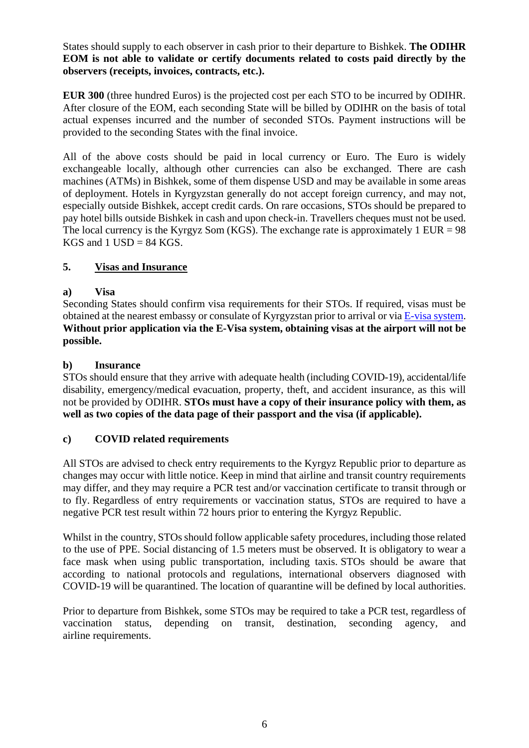States should supply to each observer in cash prior to their departure to Bishkek. **The ODIHR EOM is not able to validate or certify documents related to costs paid directly by the observers (receipts, invoices, contracts, etc.).**

**EUR 300** (three hundred Euros) is the projected cost per each STO to be incurred by ODIHR. After closure of the EOM, each seconding State will be billed by ODIHR on the basis of total actual expenses incurred and the number of seconded STOs. Payment instructions will be provided to the seconding States with the final invoice.

All of the above costs should be paid in local currency or Euro. The Euro is widely exchangeable locally, although other currencies can also be exchanged. There are cash machines (ATMs) in Bishkek, some of them dispense USD and may be available in some areas of deployment. Hotels in Kyrgyzstan generally do not accept foreign currency, and may not, especially outside Bishkek, accept credit cards. On rare occasions, STOs should be prepared to pay hotel bills outside Bishkek in cash and upon check-in. Travellers cheques must not be used. The local currency is the Kyrgyz Som (KGS). The exchange rate is approximately 1 EUR = 98 KGS and 1 USD = 84 KGS.

## 5. Visas and Insurance

### a) Visa

Seconding States should confirm visa requirements for their STOs. If required, visas must be obtained at the nearest embassy or consulate of Kyrgyzstan prior to arrival or via E-visa system. **Without prior application via the E-Visa system, obtaining visas at the airport will not be possible.**

### b) Insurance

STOs should ensure that they arrive with adequate health (including COVID-19), accidental/life disability, emergency/medical evacuation, property, theft, and accident insurance, as this will not be provided by ODIHR. **STOs must have a copy of their insurance policy with them, as well as two copies of the data page of their passport and the visa (if applicable).**

### c) COVID related requirements

All STOs are advised to check entry requirements to the Kyrgyz Republic prior to departure as changes may occur with little notice. Keep in mind that airline and transit country requirements may differ, and they may require a PCR test and/or vaccination certificate to transit through or to fly. Regardless of entry requirements or vaccination status, STOs are required to have a negative PCR test result within 72 hours prior to entering the Kyrgyz Republic.

Whilst in the country, STOs should follow applicable safety procedures, including those related to the use of PPE. Social distancing of 1.5 meters must be observed. It is obligatory to wear a face mask when using public transportation, including taxis. STOs should be aware that according to national protocols and regulations, international observers diagnosed with COVID-19 will be quarantined. The location of quarantine will be defined by local authorities.

Prior to departure from Bishkek, some STOs may be required to take a PCR test, regardless of vaccination status, depending on transit, destination, seconding agency, and airline requirements.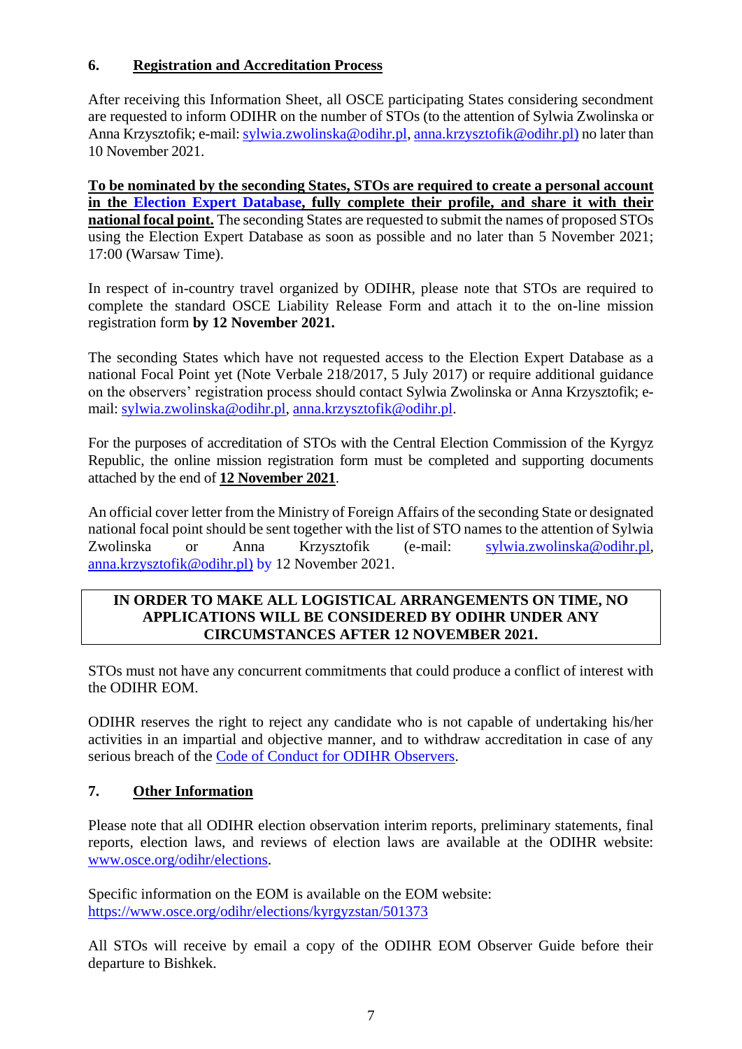## 6. Registration and Accreditation Process

After receiving this Information Sheet, all OSCE participating States considering secondment are requested to inform ODIHR on the number of STOs (to the attention of Sylwia Zwolinska or Anna Krzysztofik; e-mail: sylwia.zwolinska@odihr.pl, anna.krzysztofik@odihr.pl) no later than 10 November 2021.

**To be nominated by the seconding States, STOs are required to create a personal account in the Election Expert Database, fully complete their profile, and share it with their national focal point.** The seconding States are requested to submit the names of proposed STOs using the Election Expert Database as soon as possible and no later than 5 November 2021; 17:00 (Warsaw Time).

In respect of in-country travel organized by ODIHR, please note that STOs are required to complete the standard OSCE Liability Release Form and attach it to the on-line mission registration form **by 12 November 2021.**

The seconding States which have not requested access to the Election Expert Database as a national Focal Point yet (Note Verbale 218/2017, 5 July 2017) or require additional guidance on the observers' registration process should contact Sylwia Zwolinska or Anna Krzysztofik; e-mail: sylwia.zwolinska@odihr.pl, anna.krzysztofik@odihr.pl.

For the purposes of accreditation of STOs with the Central Election Commission of the Kyrgyz Republic, the online mission registration form must be completed and supporting documents attached by the end of **12 November 2021**.

An official cover letter from the Ministry of Foreign Affairs of the seconding State or designated national focal point should be sent together with the list of STO names to the attention of Sylwia Zwolinska or Anna Krzysztofik (e-mail: sylwia.zwolinska@odihr.pl, anna.krzysztofik@odihr.pl) by 12 November 2021.

**IN ORDER TO MAKE ALL LOGISTICAL ARRANGEMENTS ON TIME, NO APPLICATIONS WILL BE CONSIDERED BY ODIHR UNDER ANY CIRCUMSTANCES AFTER 12 NOVEMBER 2021.**

STOs must not have any concurrent commitments that could produce a conflict of interest with the ODIHR EOM.

ODIHR reserves the right to reject any candidate who is not capable of undertaking his/her activities in an impartial and objective manner, and to withdraw accreditation in case of any serious breach of the Code of Conduct for ODIHR Observers.

## 7. Other Information

Please note that all ODIHR election observation interim reports, preliminary statements, final reports, election laws, and reviews of election laws are available at the ODIHR website: www.osce.org/odihr/elections.

Specific information on the EOM is available on the EOM website:
https://www.osce.org/odihr/elections/kyrgyzstan/501373

All STOs will receive by email a copy of the ODIHR EOM Observer Guide before their departure to Bishkek.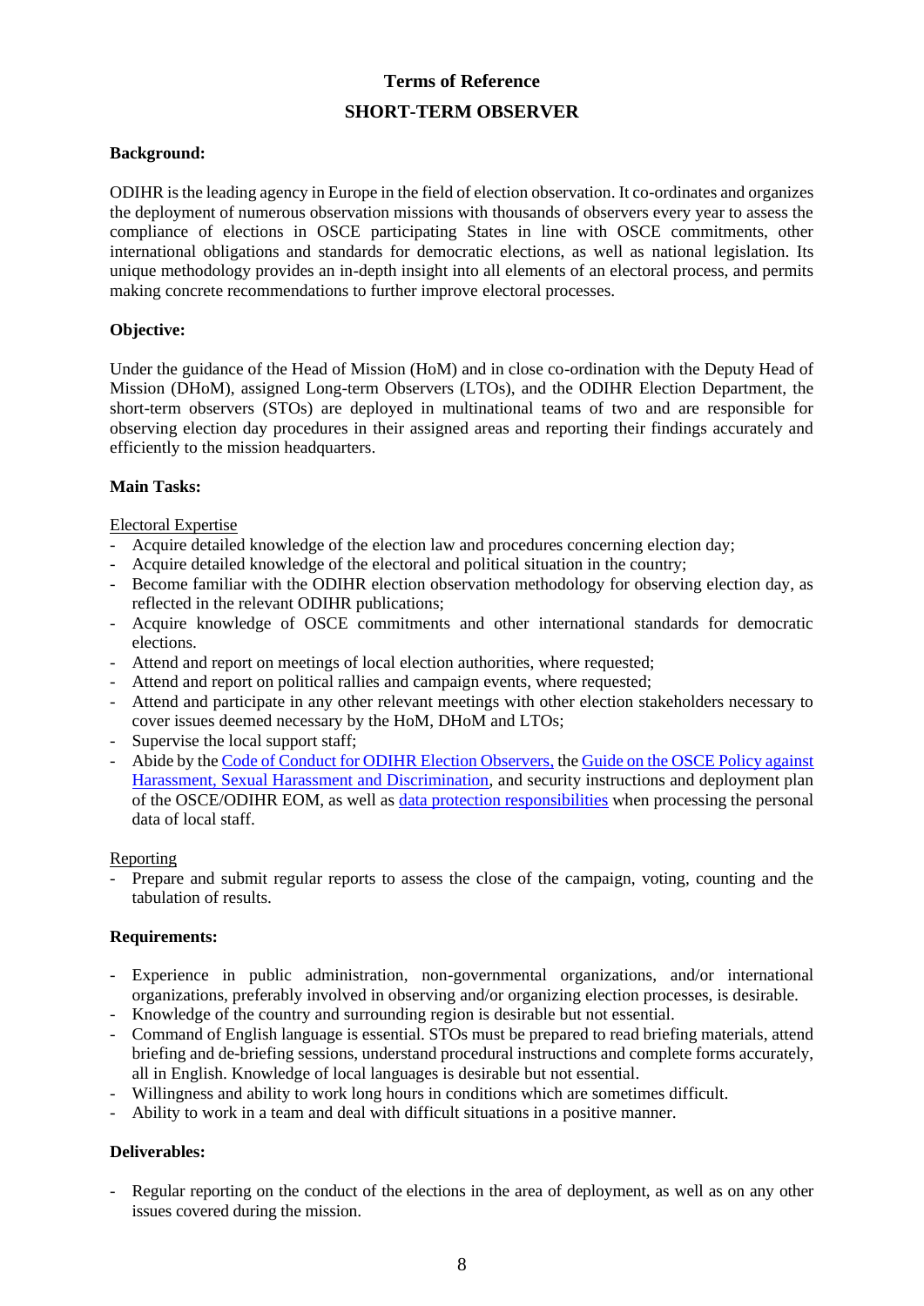# Terms of Reference

## SHORT-TERM OBSERVER

**Background:**

ODIHR is the leading agency in Europe in the field of election observation. It co-ordinates and organizes the deployment of numerous observation missions with thousands of observers every year to assess the compliance of elections in OSCE participating States in line with OSCE commitments, other international obligations and standards for democratic elections, as well as national legislation. Its unique methodology provides an in-depth insight into all elements of an electoral process, and permits making concrete recommendations to further improve electoral processes.

**Objective:**

Under the guidance of the Head of Mission (HoM) and in close co-ordination with the Deputy Head of Mission (DHoM), assigned Long-term Observers (LTOs), and the ODIHR Election Department, the short-term observers (STOs) are deployed in multinational teams of two and are responsible for observing election day procedures in their assigned areas and reporting their findings accurately and efficiently to the mission headquarters.

**Main Tasks:**

Electoral Expertise

- Acquire detailed knowledge of the election law and procedures concerning election day;
- Acquire detailed knowledge of the electoral and political situation in the country;
- Become familiar with the ODIHR election observation methodology for observing election day, as reflected in the relevant ODIHR publications;
- Acquire knowledge of OSCE commitments and other international standards for democratic elections.
- Attend and report on meetings of local election authorities, where requested;
- Attend and report on political rallies and campaign events, where requested;
- Attend and participate in any other relevant meetings with other election stakeholders necessary to cover issues deemed necessary by the HoM, DHoM and LTOs;
- Supervise the local support staff;
- Abide by the Code of Conduct for ODIHR Election Observers, the Guide on the OSCE Policy against Harassment, Sexual Harassment and Discrimination, and security instructions and deployment plan of the OSCE/ODIHR EOM, as well as data protection responsibilities when processing the personal data of local staff.

Reporting

- Prepare and submit regular reports to assess the close of the campaign, voting, counting and the tabulation of results.

**Requirements:**

- Experience in public administration, non-governmental organizations, and/or international organizations, preferably involved in observing and/or organizing election processes, is desirable.
- Knowledge of the country and surrounding region is desirable but not essential.
- Command of English language is essential. STOs must be prepared to read briefing materials, attend briefing and de-briefing sessions, understand procedural instructions and complete forms accurately, all in English. Knowledge of local languages is desirable but not essential.
- Willingness and ability to work long hours in conditions which are sometimes difficult.
- Ability to work in a team and deal with difficult situations in a positive manner.

**Deliverables:**

- Regular reporting on the conduct of the elections in the area of deployment, as well as on any other issues covered during the mission.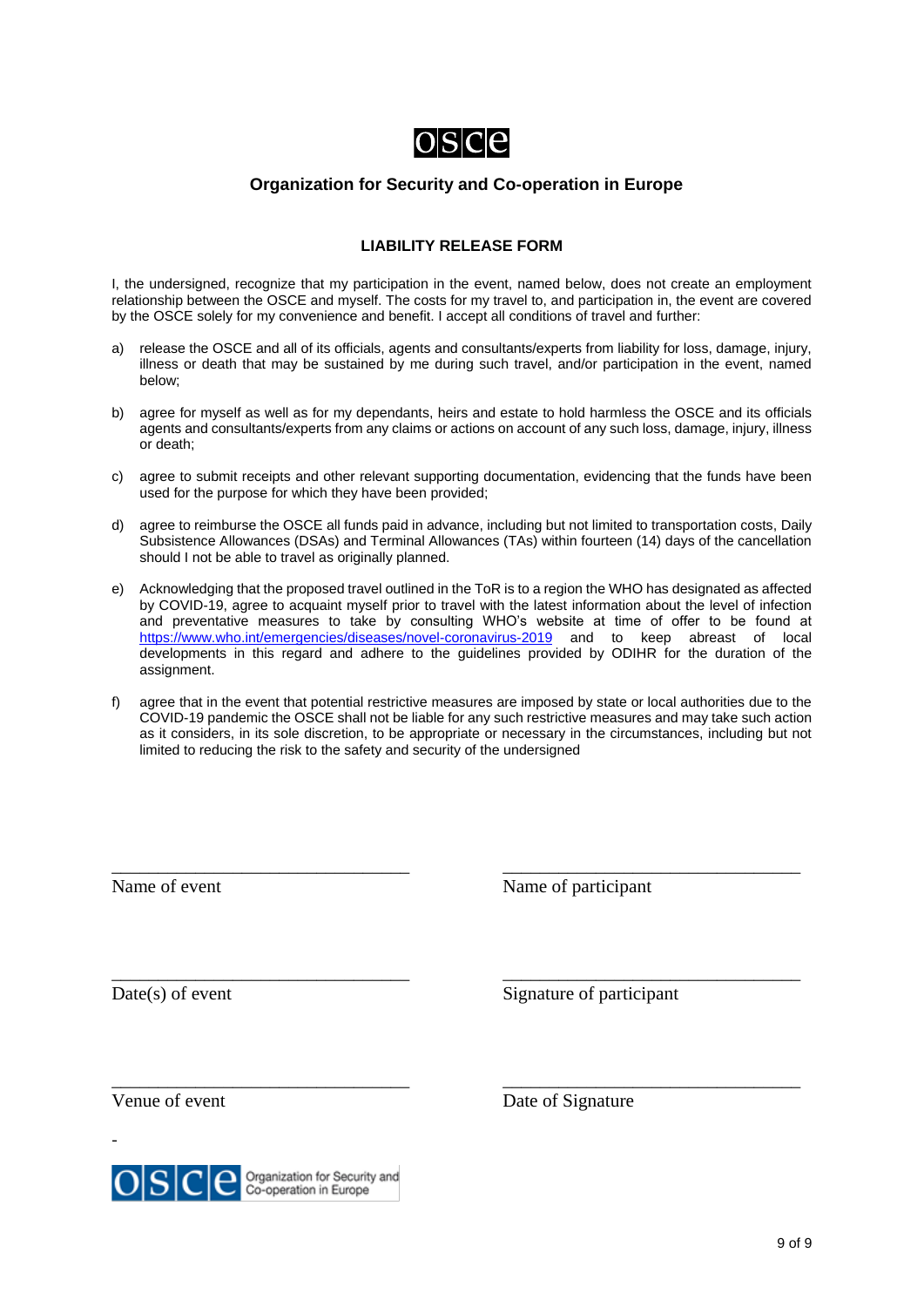osce

**Organization for Security and Co-operation in Europe**

**LIABILITY RELEASE FORM**

I, the undersigned, recognize that my participation in the event, named below, does not create an employment relationship between the OSCE and myself. The costs for my travel to, and participation in, the event are covered by the OSCE solely for my convenience and benefit. I accept all conditions of travel and further:

a) release the OSCE and all of its officials, agents and consultants/experts from liability for loss, damage, injury, illness or death that may be sustained by me during such travel, and/or participation in the event, named below;

b) agree for myself as well as for my dependants, heirs and estate to hold harmless the OSCE and its officials agents and consultants/experts from any claims or actions on account of any such loss, damage, injury, illness or death;

c) agree to submit receipts and other relevant supporting documentation, evidencing that the funds have been used for the purpose for which they have been provided;

d) agree to reimburse the OSCE all funds paid in advance, including but not limited to transportation costs, Daily Subsistence Allowances (DSAs) and Terminal Allowances (TAs) within fourteen (14) days of the cancellation should I not be able to travel as originally planned.

e) Acknowledging that the proposed travel outlined in the ToR is to a region the WHO has designated as affected by COVID-19, agree to acquaint myself prior to travel with the latest information about the level of infection and preventative measures to take by consulting WHO's website at time of offer to be found at https://www.who.int/emergencies/diseases/novel-coronavirus-2019 and to keep abreast of local developments in this regard and adhere to the guidelines provided by ODIHR for the duration of the assignment.

f) agree that in the event that potential restrictive measures are imposed by state or local authorities due to the COVID-19 pandemic the OSCE shall not be liable for any such restrictive measures and may take such action as it considers, in its sole discretion, to be appropriate or necessary in the circumstances, including but not limited to reducing the risk to the safety and security of the undersigned

\_\_\_\_\_\_\_\_\_\_\_\_\_\_\_\_\_\_\_\_\_\_\_\_\_\_\_\_\_\_\_\_
Name of event

\_\_\_\_\_\_\_\_\_\_\_\_\_\_\_\_\_\_\_\_\_\_\_\_\_\_\_\_\_\_\_\_
Name of participant

\_\_\_\_\_\_\_\_\_\_\_\_\_\_\_\_\_\_\_\_\_\_\_\_\_\_\_\_\_\_\_\_
Date(s) of event

\_\_\_\_\_\_\_\_\_\_\_\_\_\_\_\_\_\_\_\_\_\_\_\_\_\_\_\_\_\_\_\_
Signature of participant

\_\_\_\_\_\_\_\_\_\_\_\_\_\_\_\_\_\_\_\_\_\_\_\_\_\_\_\_\_\_\_\_
Venue of event

\_\_\_\_\_\_\_\_\_\_\_\_\_\_\_\_\_\_\_\_\_\_\_\_\_\_\_\_\_\_\_\_
Date of Signature

-

osce Organization for Security and Co-operation in Europe